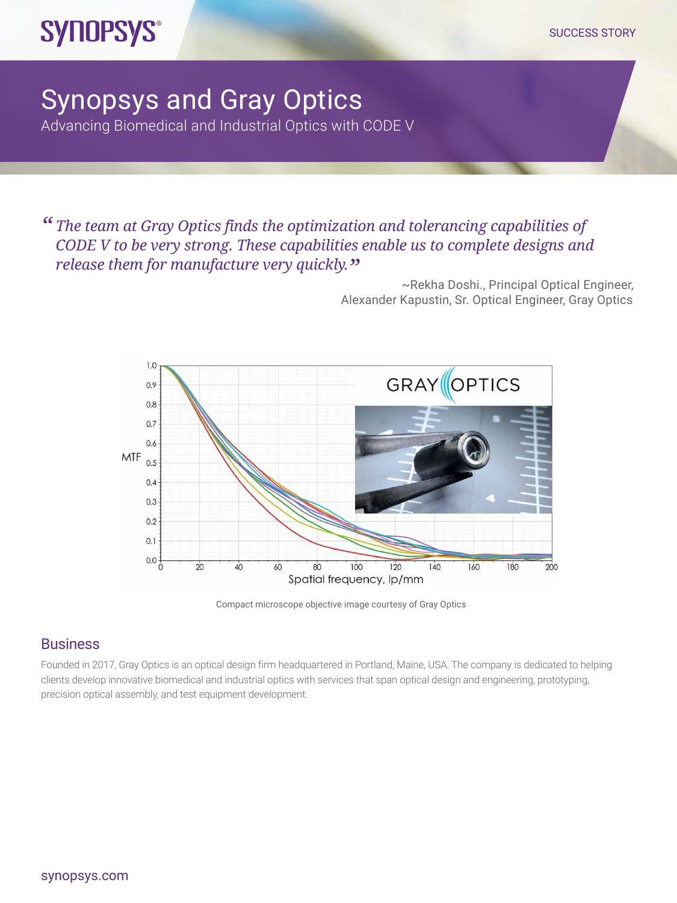SUCCESS STORY

# Synopsys and Gray Optics

Advancing Biomedical and Industrial Optics with CODE V

> *"The team at Gray Optics finds the optimization and tolerancing capabilities of CODE V to be very strong. These capabilities enable us to complete designs and release them for manufacture very quickly."*
>
> ~Rekha Doshi., Principal Optical Engineer, Alexander Kapustin, Sr. Optical Engineer, Gray Optics

Compact microscope objective image courtesy of Gray Optics

## Business

Founded in 2017, Gray Optics is an optical design firm headquartered in Portland, Maine, USA. The company is dedicated to helping clients develop innovative biomedical and industrial optics with services that span optical design and engineering, prototyping, precision optical assembly, and test equipment development.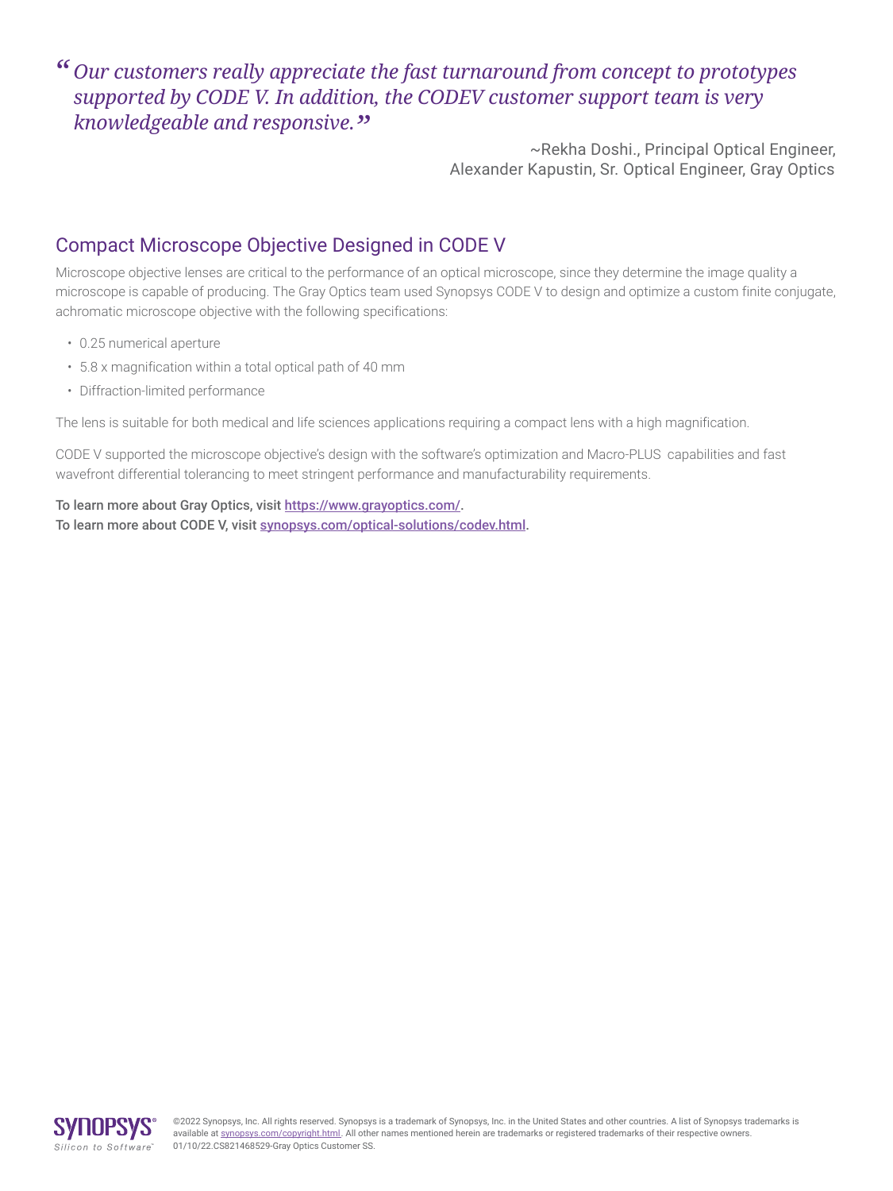*"Our customers really appreciate the fast turnaround from concept to prototypes supported by CODE V. In addition, the CODEV customer support team is very knowledgeable and responsive."*

~Rekha Doshi., Principal Optical Engineer,
Alexander Kapustin, Sr. Optical Engineer, Gray Optics

## Compact Microscope Objective Designed in CODE V

Microscope objective lenses are critical to the performance of an optical microscope, since they determine the image quality a microscope is capable of producing. The Gray Optics team used Synopsys CODE V to design and optimize a custom finite conjugate, achromatic microscope objective with the following specifications:

- 0.25 numerical aperture
- 5.8 x magnification within a total optical path of 40 mm
- Diffraction-limited performance

The lens is suitable for both medical and life sciences applications requiring a compact lens with a high magnification.

CODE V supported the microscope objective's design with the software's optimization and Macro-PLUS capabilities and fast wavefront differential tolerancing to meet stringent performance and manufacturability requirements.

**To learn more about Gray Optics, visit [https://www.grayoptics.com/](https://www.grayoptics.com/).**
**To learn more about CODE V, visit [synopsys.com/optical-solutions/codev.html](synopsys.com/optical-solutions/codev.html).**

SYNOPSYS® Silicon to Software™

©2022 Synopsys, Inc. All rights reserved. Synopsys is a trademark of Synopsys, Inc. in the United States and other countries. A list of Synopsys trademarks is available at synopsys.com/copyright.html. All other names mentioned herein are trademarks or registered trademarks of their respective owners.
01/10/22.CS821468529-Gray Optics Customer SS.